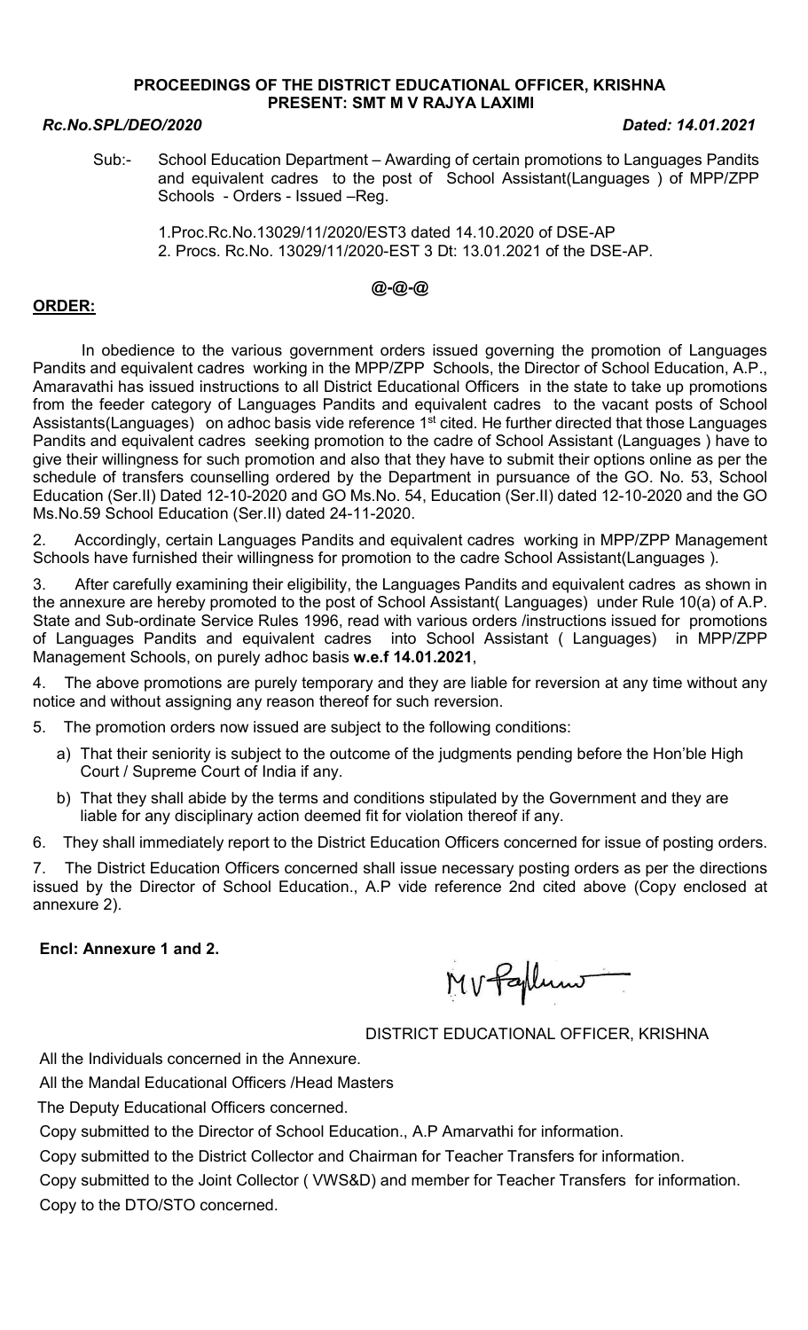**PROCEEDINGS OF THE DISTRICT EDUCATIONAL OFFICER, KRISHNA**
**PRESENT: SMT M V RAJYA LAXIMI**

***Rc.No.SPL/DEO/2020*** ***Dated: 14.01.2021***

Sub:- School Education Department – Awarding of certain promotions to Languages Pandits and equivalent cadres to the post of School Assistant(Languages ) of MPP/ZPP Schools - Orders - Issued –Reg.

1.Proc.Rc.No.13029/11/2020/EST3 dated 14.10.2020 of DSE-AP
2. Procs. Rc.No. 13029/11/2020-EST 3 Dt: 13.01.2021 of the DSE-AP.

**@-@-@**

**ORDER:**

In obedience to the various government orders issued governing the promotion of Languages Pandits and equivalent cadres working in the MPP/ZPP Schools, the Director of School Education, A.P., Amaravathi has issued instructions to all District Educational Officers in the state to take up promotions from the feeder category of Languages Pandits and equivalent cadres to the vacant posts of School Assistants(Languages) on adhoc basis vide reference 1st cited. He further directed that those Languages Pandits and equivalent cadres seeking promotion to the cadre of School Assistant (Languages ) have to give their willingness for such promotion and also that they have to submit their options online as per the schedule of transfers counselling ordered by the Department in pursuance of the GO. No. 53, School Education (Ser.II) Dated 12-10-2020 and GO Ms.No. 54, Education (Ser.II) dated 12-10-2020 and the GO Ms.No.59 School Education (Ser.II) dated 24-11-2020.

2. Accordingly, certain Languages Pandits and equivalent cadres working in MPP/ZPP Management Schools have furnished their willingness for promotion to the cadre School Assistant(Languages ).

3. After carefully examining their eligibility, the Languages Pandits and equivalent cadres as shown in the annexure are hereby promoted to the post of School Assistant( Languages) under Rule 10(a) of A.P. State and Sub-ordinate Service Rules 1996, read with various orders /instructions issued for promotions of Languages Pandits and equivalent cadres into School Assistant ( Languages) in MPP/ZPP Management Schools, on purely adhoc basis **w.e.f 14.01.2021**,

4. The above promotions are purely temporary and they are liable for reversion at any time without any notice and without assigning any reason thereof for such reversion.

5. The promotion orders now issued are subject to the following conditions:

a) That their seniority is subject to the outcome of the judgments pending before the Hon'ble High Court / Supreme Court of India if any.

b) That they shall abide by the terms and conditions stipulated by the Government and they are liable for any disciplinary action deemed fit for violation thereof if any.

6. They shall immediately report to the District Education Officers concerned for issue of posting orders.

7. The District Education Officers concerned shall issue necessary posting orders as per the directions issued by the Director of School Education., A.P vide reference 2nd cited above (Copy enclosed at annexure 2).

**Encl: Annexure 1 and 2.**

MV Rajlaxmi

DISTRICT EDUCATIONAL OFFICER, KRISHNA

All the Individuals concerned in the Annexure.

All the Mandal Educational Officers /Head Masters

The Deputy Educational Officers concerned.

Copy submitted to the Director of School Education., A.P Amarvathi for information.

Copy submitted to the District Collector and Chairman for Teacher Transfers for information.

Copy submitted to the Joint Collector ( VWS&D) and member for Teacher Transfers for information.

Copy to the DTO/STO concerned.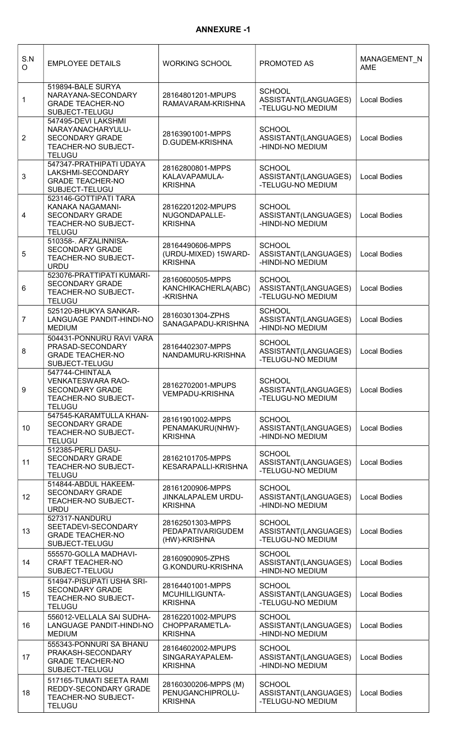## ANNEXURE -1

| S.NO | EMPLOYEE DETAILS | WORKING SCHOOL | PROMOTED AS | MANAGEMENT_NAME |
|---|---|---|---|---|
| 1 | 519894-BALE SURYA NARAYANA-SECONDARY GRADE TEACHER-NO SUBJECT-TELUGU | 28164801201-MPUPS RAMAVARAM-KRISHNA | SCHOOL ASSISTANT(LANGUAGES) -TELUGU-NO MEDIUM | Local Bodies |
| 2 | 547495-DEVI LAKSHMI NARAYANACHARYULU-SECONDARY GRADE TEACHER-NO SUBJECT-TELUGU | 28163901001-MPPS D.GUDEM-KRISHNA | SCHOOL ASSISTANT(LANGUAGES) -HINDI-NO MEDIUM | Local Bodies |
| 3 | 547347-PRATHIPATI UDAYA LAKSHMI-SECONDARY GRADE TEACHER-NO SUBJECT-TELUGU | 28162800801-MPPS KALAVAPAMULA-KRISHNA | SCHOOL ASSISTANT(LANGUAGES) -TELUGU-NO MEDIUM | Local Bodies |
| 4 | 523146-GOTTIPATI TARA KANAKA NAGAMANI-SECONDARY GRADE TEACHER-NO SUBJECT-TELUGU | 28162201202-MPUPS NUGONDAPALLE-KRISHNA | SCHOOL ASSISTANT(LANGUAGES) -HINDI-NO MEDIUM | Local Bodies |
| 5 | 510358-. AFZALINNISA-SECONDARY GRADE TEACHER-NO SUBJECT-URDU | 28164490606-MPPS (URDU-MIXED) 15WARD-KRISHNA | SCHOOL ASSISTANT(LANGUAGES) -HINDI-NO MEDIUM | Local Bodies |
| 6 | 523076-PRATTIPATI KUMARI-SECONDARY GRADE TEACHER-NO SUBJECT-TELUGU | 28160600505-MPPS KANCHIKACHERLA(ABC) -KRISHNA | SCHOOL ASSISTANT(LANGUAGES) -TELUGU-NO MEDIUM | Local Bodies |
| 7 | 525120-BHUKYA SANKAR-LANGUAGE PANDIT-HINDI-NO MEDIUM | 28160301304-ZPHS SANAGAPADU-KRISHNA | SCHOOL ASSISTANT(LANGUAGES) -HINDI-NO MEDIUM | Local Bodies |
| 8 | 504431-PONNURU RAVI VARA PRASAD-SECONDARY GRADE TEACHER-NO SUBJECT-TELUGU | 28164402307-MPPS NANDAMURU-KRISHNA | SCHOOL ASSISTANT(LANGUAGES) -TELUGU-NO MEDIUM | Local Bodies |
| 9 | 547744-CHINTALA VENKATESWARA RAO-SECONDARY GRADE TEACHER-NO SUBJECT-TELUGU | 28162702001-MPUPS VEMPADU-KRISHNA | SCHOOL ASSISTANT(LANGUAGES) -TELUGU-NO MEDIUM | Local Bodies |
| 10 | 547545-KARAMTULLA KHAN-SECONDARY GRADE TEACHER-NO SUBJECT-TELUGU | 28161901002-MPPS PENAMAKURU(NHW)-KRISHNA | SCHOOL ASSISTANT(LANGUAGES) -HINDI-NO MEDIUM | Local Bodies |
| 11 | 512385-PERLI DASU-SECONDARY GRADE TEACHER-NO SUBJECT-TELUGU | 28162101705-MPPS KESARAPALLI-KRISHNA | SCHOOL ASSISTANT(LANGUAGES) -TELUGU-NO MEDIUM | Local Bodies |
| 12 | 514844-ABDUL HAKEEM-SECONDARY GRADE TEACHER-NO SUBJECT-URDU | 28161200906-MPPS JINKALAPALEM URDU-KRISHNA | SCHOOL ASSISTANT(LANGUAGES) -HINDI-NO MEDIUM | Local Bodies |
| 13 | 527317-NANDURU SEETADEVI-SECONDARY GRADE TEACHER-NO SUBJECT-TELUGU | 28162501303-MPPS PEDAPATIVARIGUDEM (HW)-KRISHNA | SCHOOL ASSISTANT(LANGUAGES) -TELUGU-NO MEDIUM | Local Bodies |
| 14 | 555570-GOLLA MADHAVI-CRAFT TEACHER-NO SUBJECT-TELUGU | 28160900905-ZPHS G.KONDURU-KRISHNA | SCHOOL ASSISTANT(LANGUAGES) -HINDI-NO MEDIUM | Local Bodies |
| 15 | 514947-PISUPATI USHA SRI-SECONDARY GRADE TEACHER-NO SUBJECT-TELUGU | 28164401001-MPPS MCUHILLIGUNTA-KRISHNA | SCHOOL ASSISTANT(LANGUAGES) -TELUGU-NO MEDIUM | Local Bodies |
| 16 | 556012-VELLALA SAI SUDHA-LANGUAGE PANDIT-HINDI-NO MEDIUM | 28162201002-MPUPS CHOPPARAMETLA-KRISHNA | SCHOOL ASSISTANT(LANGUAGES) -HINDI-NO MEDIUM | Local Bodies |
| 17 | 555343-PONNURI SA BHANU PRAKASH-SECONDARY GRADE TEACHER-NO SUBJECT-TELUGU | 28164602002-MPUPS SINGARAYAPALEM-KRISHNA | SCHOOL ASSISTANT(LANGUAGES) -HINDI-NO MEDIUM | Local Bodies |
| 18 | 517165-TUMATI SEETA RAMI REDDY-SECONDARY GRADE TEACHER-NO SUBJECT-TELUGU | 28160300206-MPPS (M) PENUGANCHIPROLU-KRISHNA | SCHOOL ASSISTANT(LANGUAGES) -TELUGU-NO MEDIUM | Local Bodies |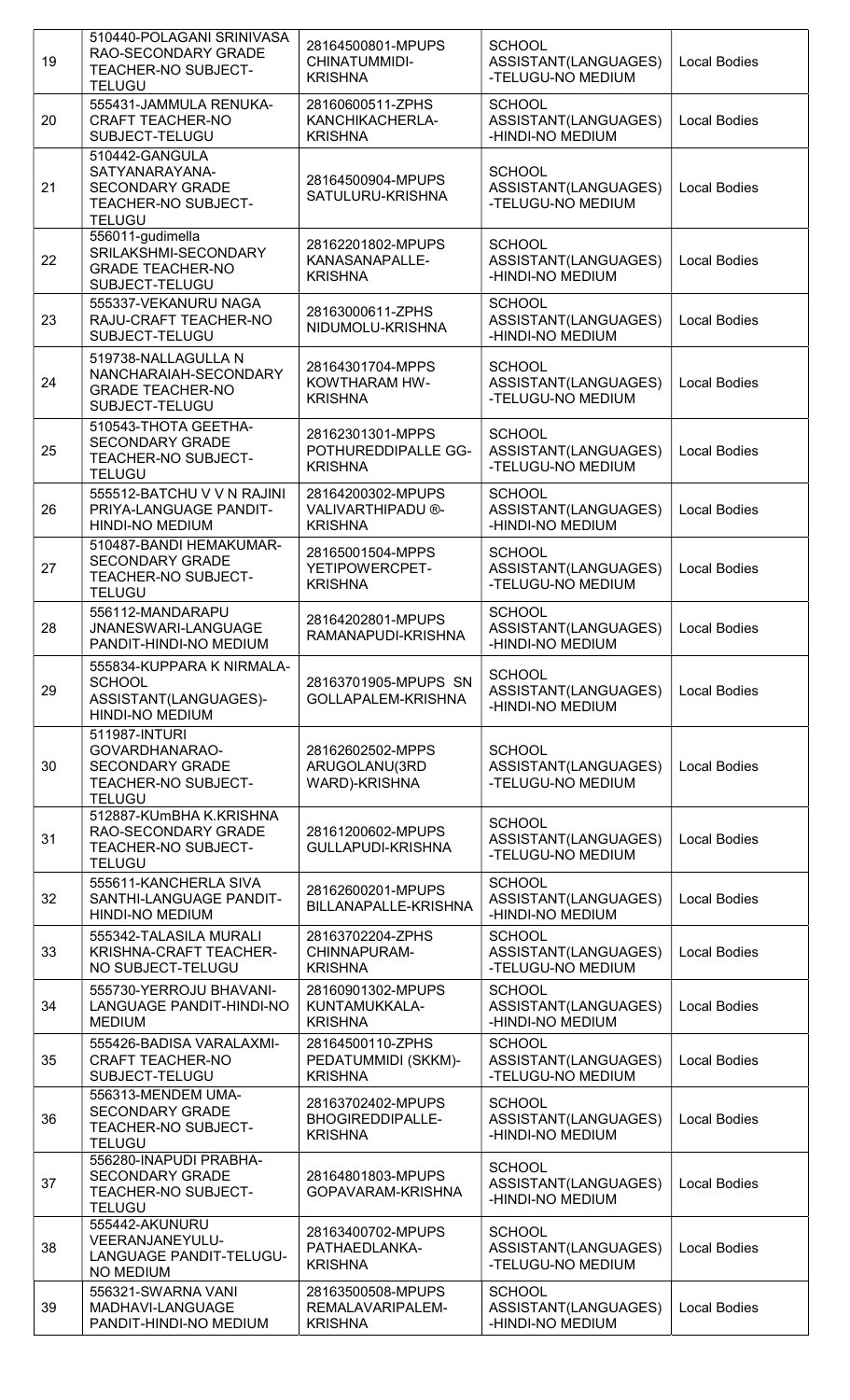| 19 | 510440-POLAGANI SRINIVASA RAO-SECONDARY GRADE TEACHER-NO SUBJECT-TELUGU | 28164500801-MPUPS CHINATUMMIDI-KRISHNA | SCHOOL ASSISTANT(LANGUAGES) -TELUGU-NO MEDIUM | Local Bodies |
|---|---|---|---|---|
| 20 | 555431-JAMMULA RENUKA-CRAFT TEACHER-NO SUBJECT-TELUGU | 28160600511-ZPHS KANCHIKACHERLA-KRISHNA | SCHOOL ASSISTANT(LANGUAGES) -HINDI-NO MEDIUM | Local Bodies |
| 21 | 510442-GANGULA SATYANARAYANA-SECONDARY GRADE TEACHER-NO SUBJECT-TELUGU | 28164500904-MPUPS SATULURU-KRISHNA | SCHOOL ASSISTANT(LANGUAGES) -TELUGU-NO MEDIUM | Local Bodies |
| 22 | 556011-gudimella SRILAKSHMI-SECONDARY GRADE TEACHER-NO SUBJECT-TELUGU | 28162201802-MPUPS KANASANAPALLE-KRISHNA | SCHOOL ASSISTANT(LANGUAGES) -HINDI-NO MEDIUM | Local Bodies |
| 23 | 555337-VEKANURU NAGA RAJU-CRAFT TEACHER-NO SUBJECT-TELUGU | 28163000611-ZPHS NIDUMOLU-KRISHNA | SCHOOL ASSISTANT(LANGUAGES) -HINDI-NO MEDIUM | Local Bodies |
| 24 | 519738-NALLAGULLA N NANCHARAIAH-SECONDARY GRADE TEACHER-NO SUBJECT-TELUGU | 28164301704-MPPS KOWTHARAM HW-KRISHNA | SCHOOL ASSISTANT(LANGUAGES) -TELUGU-NO MEDIUM | Local Bodies |
| 25 | 510543-THOTA GEETHA-SECONDARY GRADE TEACHER-NO SUBJECT-TELUGU | 28162301301-MPPS POTHUREDDIPALLE GG-KRISHNA | SCHOOL ASSISTANT(LANGUAGES) -TELUGU-NO MEDIUM | Local Bodies |
| 26 | 555512-BATCHU V V N RAJINI PRIYA-LANGUAGE PANDIT-HINDI-NO MEDIUM | 28164200302-MPUPS VALIVARTHIPADU ®-KRISHNA | SCHOOL ASSISTANT(LANGUAGES) -HINDI-NO MEDIUM | Local Bodies |
| 27 | 510487-BANDI HEMAKUMAR-SECONDARY GRADE TEACHER-NO SUBJECT-TELUGU | 28165001504-MPPS YETIPOWERCPET-KRISHNA | SCHOOL ASSISTANT(LANGUAGES) -TELUGU-NO MEDIUM | Local Bodies |
| 28 | 556112-MANDARAPU JNANESWARI-LANGUAGE PANDIT-HINDI-NO MEDIUM | 28164202801-MPUPS RAMANAPUDI-KRISHNA | SCHOOL ASSISTANT(LANGUAGES) -HINDI-NO MEDIUM | Local Bodies |
| 29 | 555834-KUPPARA K NIRMALA-SCHOOL ASSISTANT(LANGUAGES)-HINDI-NO MEDIUM | 28163701905-MPUPS SN GOLLAPALEM-KRISHNA | SCHOOL ASSISTANT(LANGUAGES) -HINDI-NO MEDIUM | Local Bodies |
| 30 | 511987-INTURI GOVARDHANARAO-SECONDARY GRADE TEACHER-NO SUBJECT-TELUGU | 28162602502-MPPS ARUGOLANU(3RD WARD)-KRISHNA | SCHOOL ASSISTANT(LANGUAGES) -TELUGU-NO MEDIUM | Local Bodies |
| 31 | 512887-KUmBHA K.KRISHNA RAO-SECONDARY GRADE TEACHER-NO SUBJECT-TELUGU | 28161200602-MPUPS GULLAPUDI-KRISHNA | SCHOOL ASSISTANT(LANGUAGES) -TELUGU-NO MEDIUM | Local Bodies |
| 32 | 555611-KANCHERLA SIVA SANTHI-LANGUAGE PANDIT-HINDI-NO MEDIUM | 28162600201-MPUPS BILLANAPALLE-KRISHNA | SCHOOL ASSISTANT(LANGUAGES) -HINDI-NO MEDIUM | Local Bodies |
| 33 | 555342-TALASILA MURALI KRISHNA-CRAFT TEACHER-NO SUBJECT-TELUGU | 28163702204-ZPHS CHINNAPURAM-KRISHNA | SCHOOL ASSISTANT(LANGUAGES) -TELUGU-NO MEDIUM | Local Bodies |
| 34 | 555730-YERROJU BHAVANI-LANGUAGE PANDIT-HINDI-NO MEDIUM | 28160901302-MPUPS KUNTAMUKKALA-KRISHNA | SCHOOL ASSISTANT(LANGUAGES) -HINDI-NO MEDIUM | Local Bodies |
| 35 | 555426-BADISA VARALAXMI-CRAFT TEACHER-NO SUBJECT-TELUGU | 28164500110-ZPHS PEDATUMMIDI (SKKM)-KRISHNA | SCHOOL ASSISTANT(LANGUAGES) -TELUGU-NO MEDIUM | Local Bodies |
| 36 | 556313-MENDEM UMA-SECONDARY GRADE TEACHER-NO SUBJECT-TELUGU | 28163702402-MPUPS BHOGIREDDIPALLE-KRISHNA | SCHOOL ASSISTANT(LANGUAGES) -HINDI-NO MEDIUM | Local Bodies |
| 37 | 556280-INAPUDI PRABHA-SECONDARY GRADE TEACHER-NO SUBJECT-TELUGU | 28164801803-MPUPS GOPAVARAM-KRISHNA | SCHOOL ASSISTANT(LANGUAGES) -HINDI-NO MEDIUM | Local Bodies |
| 38 | 555442-AKUNURU VEERANJANEYULU-LANGUAGE PANDIT-TELUGU-NO MEDIUM | 28163400702-MPUPS PATHAEDLANKA-KRISHNA | SCHOOL ASSISTANT(LANGUAGES) -TELUGU-NO MEDIUM | Local Bodies |
| 39 | 556321-SWARNA VANI MADHAVI-LANGUAGE PANDIT-HINDI-NO MEDIUM | 28163500508-MPUPS REMALAVARIPALEM-KRISHNA | SCHOOL ASSISTANT(LANGUAGES) -HINDI-NO MEDIUM | Local Bodies |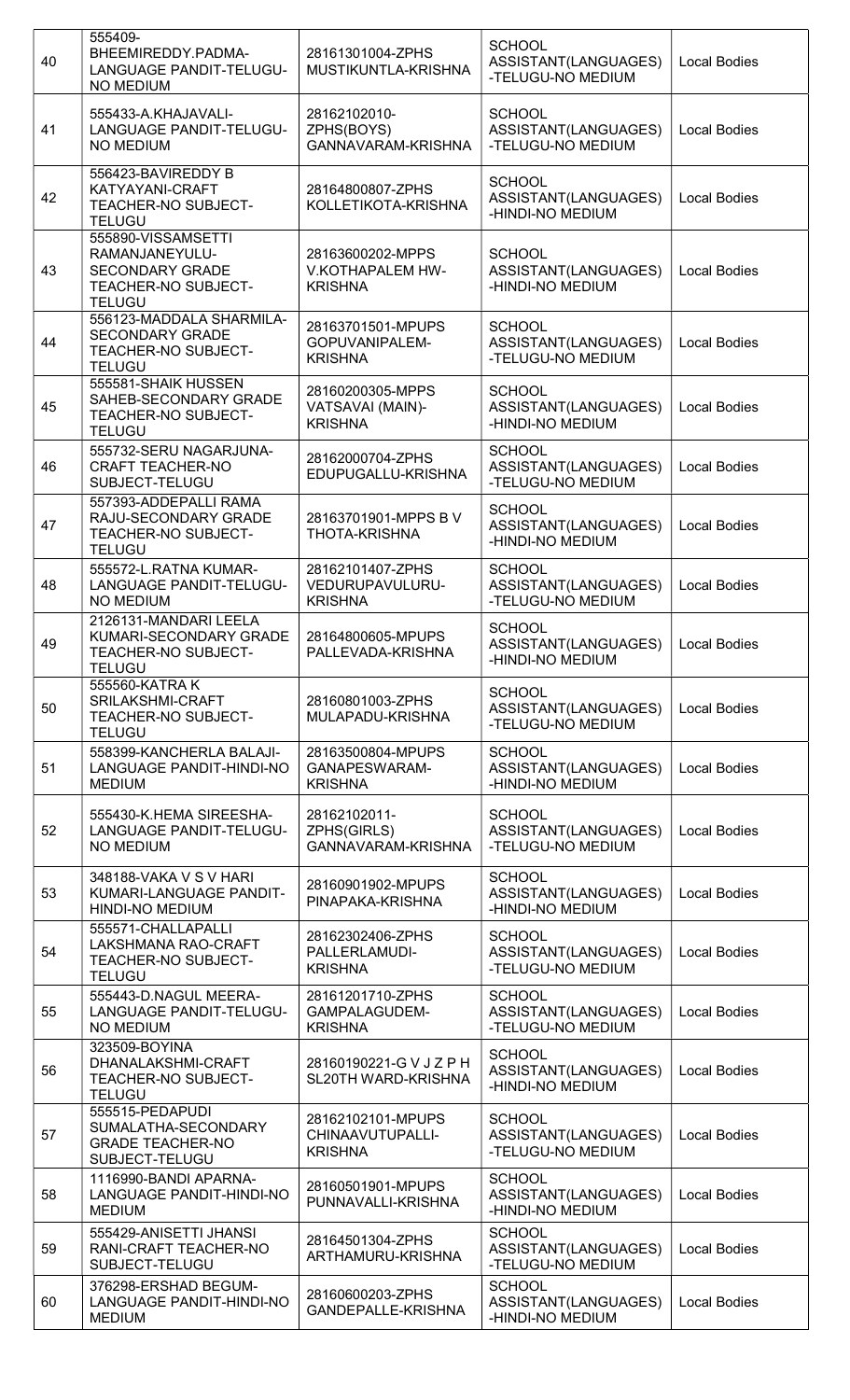| 40 | 555409-BHEEMIREDDY.PADMA-LANGUAGE PANDIT-TELUGU-NO MEDIUM | 28161301004-ZPHS MUSTIKUNTLA-KRISHNA | SCHOOL ASSISTANT(LANGUAGES)-TELUGU-NO MEDIUM | Local Bodies |
|---|---|---|---|---|
| 41 | 555433-A.KHAJAVALI-LANGUAGE PANDIT-TELUGU-NO MEDIUM | 28162102010-ZPHS(BOYS) GANNAVARAM-KRISHNA | SCHOOL ASSISTANT(LANGUAGES)-TELUGU-NO MEDIUM | Local Bodies |
| 42 | 556423-BAVIREDDY B KATYAYANI-CRAFT TEACHER-NO SUBJECT-TELUGU | 28164800807-ZPHS KOLLETIKOTA-KRISHNA | SCHOOL ASSISTANT(LANGUAGES)-HINDI-NO MEDIUM | Local Bodies |
| 43 | 555890-VISSAMSETTI RAMANJANEYULU-SECONDARY GRADE TEACHER-NO SUBJECT-TELUGU | 28163600202-MPPS V.KOTHAPALEM HW-KRISHNA | SCHOOL ASSISTANT(LANGUAGES)-HINDI-NO MEDIUM | Local Bodies |
| 44 | 556123-MADDALA SHARMILA-SECONDARY GRADE TEACHER-NO SUBJECT-TELUGU | 28163701501-MPUPS GOPUVANIPALEM-KRISHNA | SCHOOL ASSISTANT(LANGUAGES)-TELUGU-NO MEDIUM | Local Bodies |
| 45 | 555581-SHAIK HUSSEN SAHEB-SECONDARY GRADE TEACHER-NO SUBJECT-TELUGU | 28160200305-MPPS VATSAVAI (MAIN)-KRISHNA | SCHOOL ASSISTANT(LANGUAGES)-HINDI-NO MEDIUM | Local Bodies |
| 46 | 555732-SERU NAGARJUNA-CRAFT TEACHER-NO SUBJECT-TELUGU | 28162000704-ZPHS EDUPUGALLU-KRISHNA | SCHOOL ASSISTANT(LANGUAGES)-TELUGU-NO MEDIUM | Local Bodies |
| 47 | 557393-ADDEPALLI RAMA RAJU-SECONDARY GRADE TEACHER-NO SUBJECT-TELUGU | 28163701901-MPPS B V THOTA-KRISHNA | SCHOOL ASSISTANT(LANGUAGES)-HINDI-NO MEDIUM | Local Bodies |
| 48 | 555572-L.RATNA KUMAR-LANGUAGE PANDIT-TELUGU-NO MEDIUM | 28162101407-ZPHS VEDURUPAVULURU-KRISHNA | SCHOOL ASSISTANT(LANGUAGES)-TELUGU-NO MEDIUM | Local Bodies |
| 49 | 2126131-MANDARI LEELA KUMARI-SECONDARY GRADE TEACHER-NO SUBJECT-TELUGU | 28164800605-MPUPS PALLEVADA-KRISHNA | SCHOOL ASSISTANT(LANGUAGES)-HINDI-NO MEDIUM | Local Bodies |
| 50 | 555560-KATRA K SRILAKSHMI-CRAFT TEACHER-NO SUBJECT-TELUGU | 28160801003-ZPHS MULAPADU-KRISHNA | SCHOOL ASSISTANT(LANGUAGES)-TELUGU-NO MEDIUM | Local Bodies |
| 51 | 558399-KANCHERLA BALAJI-LANGUAGE PANDIT-HINDI-NO MEDIUM | 28163500804-MPUPS GANAPESWARAM-KRISHNA | SCHOOL ASSISTANT(LANGUAGES)-HINDI-NO MEDIUM | Local Bodies |
| 52 | 555430-K.HEMA SIREESHA-LANGUAGE PANDIT-TELUGU-NO MEDIUM | 28162102011-ZPHS(GIRLS) GANNAVARAM-KRISHNA | SCHOOL ASSISTANT(LANGUAGES)-TELUGU-NO MEDIUM | Local Bodies |
| 53 | 348188-VAKA V S V HARI KUMARI-LANGUAGE PANDIT-HINDI-NO MEDIUM | 28160901902-MPUPS PINAPAKA-KRISHNA | SCHOOL ASSISTANT(LANGUAGES)-HINDI-NO MEDIUM | Local Bodies |
| 54 | 555571-CHALLAPALLI LAKSHMANA RAO-CRAFT TEACHER-NO SUBJECT-TELUGU | 28162302406-ZPHS PALLERLAMUDI-KRISHNA | SCHOOL ASSISTANT(LANGUAGES)-TELUGU-NO MEDIUM | Local Bodies |
| 55 | 555443-D.NAGUL MEERA-LANGUAGE PANDIT-TELUGU-NO MEDIUM | 28161201710-ZPHS GAMPALAGUDEM-KRISHNA | SCHOOL ASSISTANT(LANGUAGES)-TELUGU-NO MEDIUM | Local Bodies |
| 56 | 323509-BOYINA DHANALAKSHMI-CRAFT TEACHER-NO SUBJECT-TELUGU | 28160190221-G V J Z P H SL20TH WARD-KRISHNA | SCHOOL ASSISTANT(LANGUAGES)-HINDI-NO MEDIUM | Local Bodies |
| 57 | 555515-PEDAPUDI SUMALATHA-SECONDARY GRADE TEACHER-NO SUBJECT-TELUGU | 28162102101-MPUPS CHINAAVUTUPALLI-KRISHNA | SCHOOL ASSISTANT(LANGUAGES)-TELUGU-NO MEDIUM | Local Bodies |
| 58 | 1116990-BANDI APARNA-LANGUAGE PANDIT-HINDI-NO MEDIUM | 28160501901-MPUPS PUNNAVALLI-KRISHNA | SCHOOL ASSISTANT(LANGUAGES)-HINDI-NO MEDIUM | Local Bodies |
| 59 | 555429-ANISETTI JHANSI RANI-CRAFT TEACHER-NO SUBJECT-TELUGU | 28164501304-ZPHS ARTHAMURU-KRISHNA | SCHOOL ASSISTANT(LANGUAGES)-TELUGU-NO MEDIUM | Local Bodies |
| 60 | 376298-ERSHAD BEGUM-LANGUAGE PANDIT-HINDI-NO MEDIUM | 28160600203-ZPHS GANDEPALLE-KRISHNA | SCHOOL ASSISTANT(LANGUAGES)-HINDI-NO MEDIUM | Local Bodies |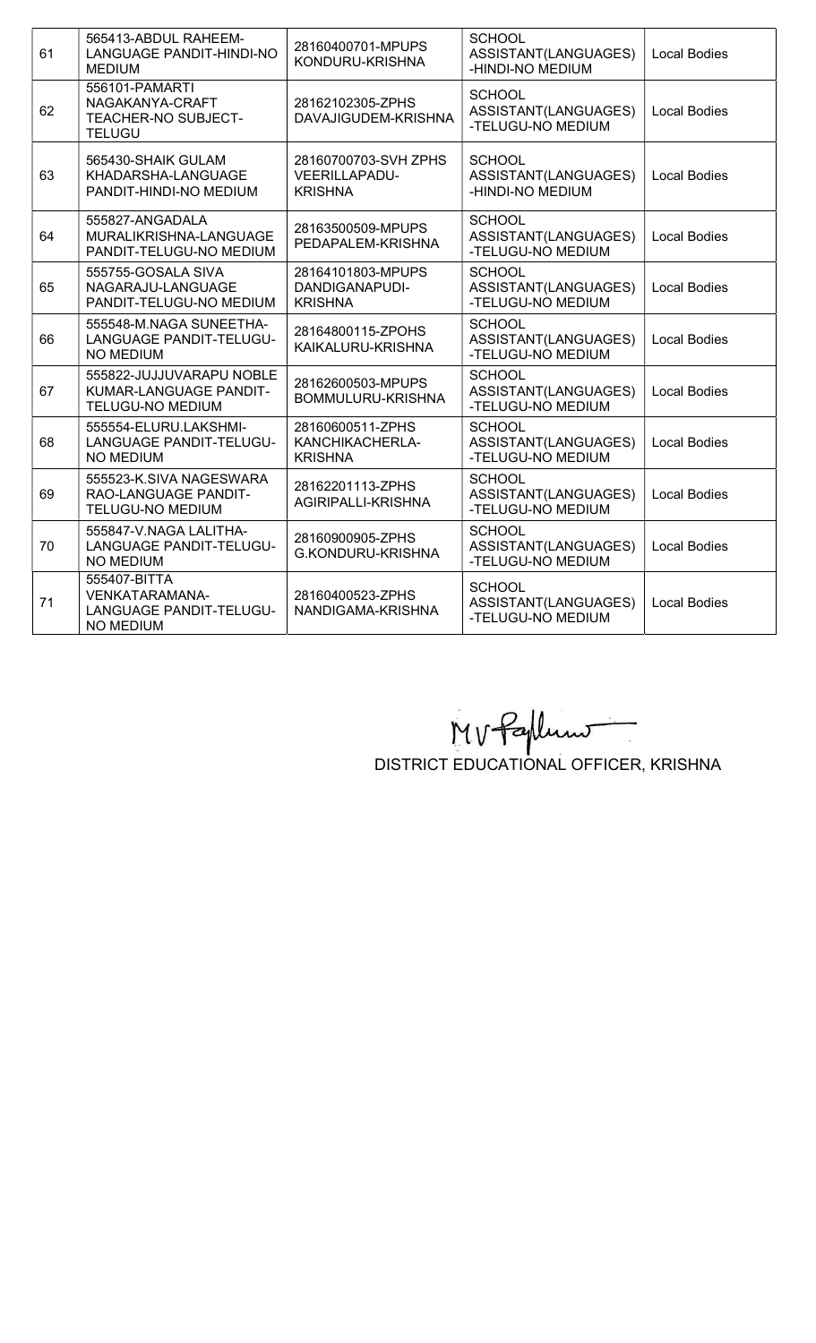| | | | | |
|---|---|---|---|---|
| 61 | 565413-ABDUL RAHEEM-LANGUAGE PANDIT-HINDI-NO MEDIUM | 28160400701-MPUPS KONDURU-KRISHNA | SCHOOL ASSISTANT(LANGUAGES) -HINDI-NO MEDIUM | Local Bodies |
| 62 | 556101-PAMARTI NAGAKANYA-CRAFT TEACHER-NO SUBJECT-TELUGU | 28162102305-ZPHS DAVAJIGUDEM-KRISHNA | SCHOOL ASSISTANT(LANGUAGES) -TELUGU-NO MEDIUM | Local Bodies |
| 63 | 565430-SHAIK GULAM KHADARSHA-LANGUAGE PANDIT-HINDI-NO MEDIUM | 28160700703-SVH ZPHS VEERILLAPADU-KRISHNA | SCHOOL ASSISTANT(LANGUAGES) -HINDI-NO MEDIUM | Local Bodies |
| 64 | 555827-ANGADALA MURALIKRISHNA-LANGUAGE PANDIT-TELUGU-NO MEDIUM | 28163500509-MPUPS PEDAPALEM-KRISHNA | SCHOOL ASSISTANT(LANGUAGES) -TELUGU-NO MEDIUM | Local Bodies |
| 65 | 555755-GOSALA SIVA NAGARAJU-LANGUAGE PANDIT-TELUGU-NO MEDIUM | 28164101803-MPUPS DANDIGANAPUDI-KRISHNA | SCHOOL ASSISTANT(LANGUAGES) -TELUGU-NO MEDIUM | Local Bodies |
| 66 | 555548-M.NAGA SUNEETHA-LANGUAGE PANDIT-TELUGU-NO MEDIUM | 28164800115-ZPOHS KAIKALURU-KRISHNA | SCHOOL ASSISTANT(LANGUAGES) -TELUGU-NO MEDIUM | Local Bodies |
| 67 | 555822-JUJJUVARAPU NOBLE KUMAR-LANGUAGE PANDIT-TELUGU-NO MEDIUM | 28162600503-MPUPS BOMMULURU-KRISHNA | SCHOOL ASSISTANT(LANGUAGES) -TELUGU-NO MEDIUM | Local Bodies |
| 68 | 555554-ELURU.LAKSHMI-LANGUAGE PANDIT-TELUGU-NO MEDIUM | 28160600511-ZPHS KANCHIKACHERLA-KRISHNA | SCHOOL ASSISTANT(LANGUAGES) -TELUGU-NO MEDIUM | Local Bodies |
| 69 | 555523-K.SIVA NAGESWARA RAO-LANGUAGE PANDIT-TELUGU-NO MEDIUM | 28162201113-ZPHS AGIRIPALLI-KRISHNA | SCHOOL ASSISTANT(LANGUAGES) -TELUGU-NO MEDIUM | Local Bodies |
| 70 | 555847-V.NAGA LALITHA-LANGUAGE PANDIT-TELUGU-NO MEDIUM | 28160900905-ZPHS G.KONDURU-KRISHNA | SCHOOL ASSISTANT(LANGUAGES) -TELUGU-NO MEDIUM | Local Bodies |
| 71 | 555407-BITTA VENKATARAMANA-LANGUAGE PANDIT-TELUGU-NO MEDIUM | 28160400523-ZPHS NANDIGAMA-KRISHNA | SCHOOL ASSISTANT(LANGUAGES) -TELUGU-NO MEDIUM | Local Bodies |

MV Rajkumar

DISTRICT EDUCATIONAL OFFICER, KRISHNA